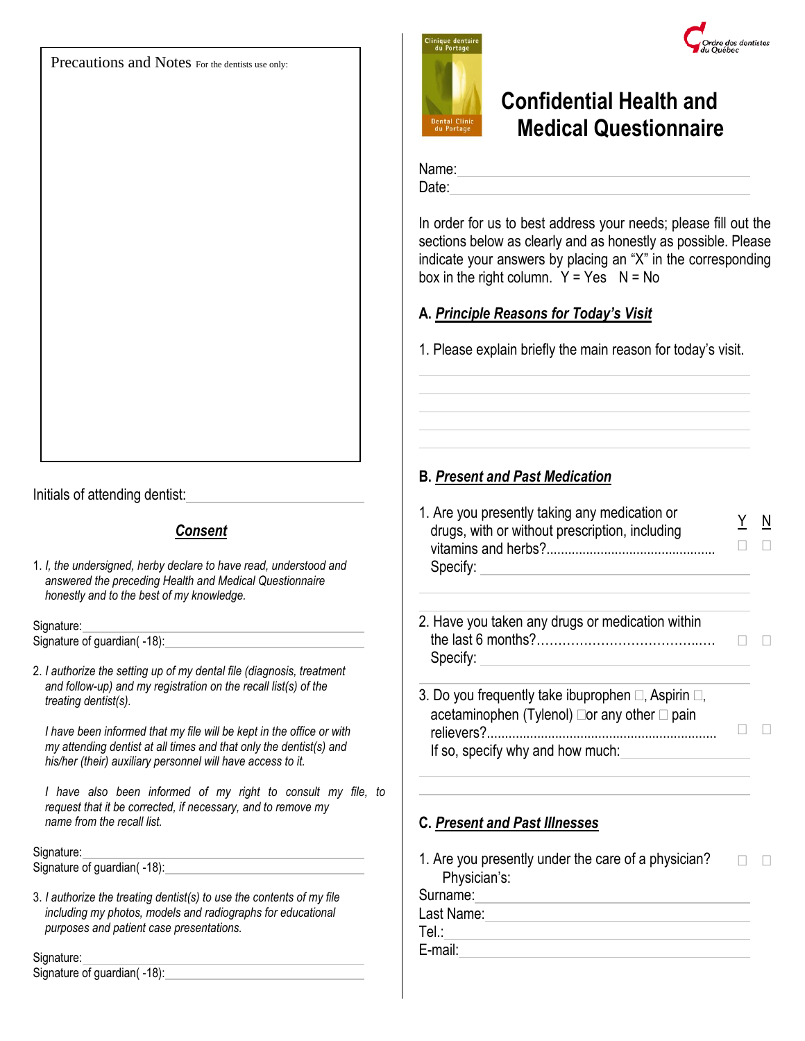Precations and Notes For the dentists use only:

Initials of attending dentist: \_\_\_\_\_\_\_\_\_\_\_\_\_\_\_\_\_\_\_\_

## ***Consent***

1. *I, the undersigned, herby declare to have read, understood and answered the preceding Health and Medical Questionnaire honestly and to the best of my knowledge.*

Signature: \_\_\_\_\_\_\_\_\_\_\_\_\_\_\_\_\_\_\_\_
Signature of guardian( -18): \_\_\_\_\_\_\_\_\_\_\_\_\_\_\_\_\_\_\_\_

2. *I authorize the setting up of my dental file (diagnosis, treatment and follow-up) and my registration on the recall list(s) of the treating dentist(s).*

   *I have been informed that my file will be kept in the office or with my attending dentist at all times and that only the dentist(s) and his/her (their) auxiliary personnel will have access to it.*

   *I have also been informed of my right to consult my file, to request that it be corrected, if necessary, and to remove my name from the recall list.*

Signature: \_\_\_\_\_\_\_\_\_\_\_\_\_\_\_\_\_\_\_\_
Signature of guardian( -18): \_\_\_\_\_\_\_\_\_\_\_\_\_\_\_\_\_\_\_\_

3. *I authorize the treating dentist(s) to use the contents of my file including my photos, models and radiographs for educational purposes and patient case presentations.*

Signature: \_\_\_\_\_\_\_\_\_\_\_\_\_\_\_\_\_\_\_\_
Signature of guardian( -18): \_\_\_\_\_\_\_\_\_\_\_\_\_\_\_\_\_\_\_\_

Clinique dentaire du Portage / Dental Clinic du Portage

Ordre des dentistes du Québec

# Confidential Health and Medical Questionnaire

Name: \_\_\_\_\_\_\_\_\_\_\_\_\_\_\_\_\_\_\_\_
Date: \_\_\_\_\_\_\_\_\_\_\_\_\_\_\_\_\_\_\_\_

In order for us to best address your needs; please fill out the sections below as clearly and as honestly as possible. Please indicate your answers by placing an "X" in the corresponding box in the right column. Y = Yes N = No

## A. ***Principle Reasons for Today's Visit***

1. Please explain briefly the main reason for today's visit.

\_\_\_\_\_\_\_\_\_\_\_\_\_\_\_\_\_\_\_\_

## B. ***Present and Past Medication***

| | Y | N |
|---|---|---|
| 1. Are you presently taking any medication or drugs, with or without prescription, including vitamins and herbs?............................................... Specify: \_\_\_\_\_\_\_\_\_\_\_\_ | ☐ | ☐ |
| 2. Have you taken any drugs or medication within the last 6 months?........................................ Specify: \_\_\_\_\_\_\_\_\_\_\_\_ | ☐ | ☐ |
| 3. Do you frequently take ibuprophen ☐, Aspirin ☐, acetaminophen (Tylenol) ☐or any other ☐ pain relievers?............................................................... If so, specify why and how much: \_\_\_\_\_\_\_\_\_\_\_\_ | ☐ | ☐ |

## C. ***Present and Past Illnesses***

| | Y | N |
|---|---|---|
| 1. Are you presently under the care of a physician? | ☐ | ☐ |

Physician's:
Surname: \_\_\_\_\_\_\_\_\_\_\_\_\_\_\_\_\_\_\_\_
Last Name: \_\_\_\_\_\_\_\_\_\_\_\_\_\_\_\_\_\_\_\_
Tel.: \_\_\_\_\_\_\_\_\_\_\_\_\_\_\_\_\_\_\_\_
E-mail: \_\_\_\_\_\_\_\_\_\_\_\_\_\_\_\_\_\_\_\_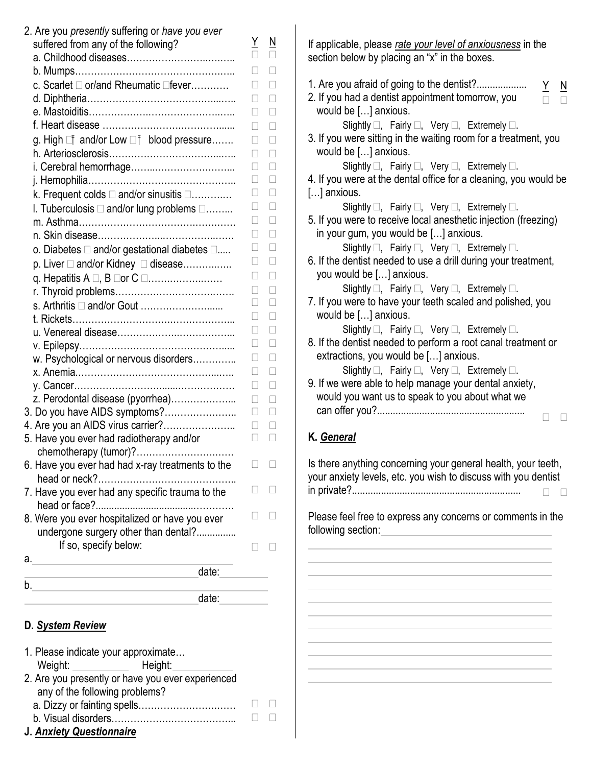2. Are you *presently* suffering or *have you ever* suffered from any of the following?

| | Y | N |
|---|---|---|
| a. Childhood diseases……………………………… | ☐ | ☐ |
| b. Mumps………………………………………… | ☐ | ☐ |
| c. Scarlet ☐ or/and Rheumatic ☐fever………… | ☐ | ☐ |
| d. Diphtheria……………………………………… | ☐ | ☐ |
| e. Mastoiditis……………………………………… | ☐ | ☐ |
| f. Heart disease …………………………………… | ☐ | ☐ |
| g. High ☐ and/or Low ☐ blood pressure……. | ☐ | ☐ |
| h. Arteriosclerosis………………………………… | ☐ | ☐ |
| i. Cerebral hemorrhage…………………………… | ☐ | ☐ |
| j. Hemophilia……………………………………… | ☐ | ☐ |
| k. Frequent colds ☐ and/or sinusitis ☐………… | ☐ | ☐ |
| l. Tuberculosis ☐ and/or lung problems ☐…….. | ☐ | ☐ |
| m. Asthma………………………………………… | ☐ | ☐ |
| n. Skin disease…………………………………… | ☐ | ☐ |
| o. Diabetes ☐ and/or gestational diabetes ☐….. | ☐ | ☐ |
| p. Liver ☐ and/or Kidney ☐ disease…………… | ☐ | ☐ |
| q. Hepatitis A ☐, B ☐or C ☐…………………… | ☐ | ☐ |
| r. Thyroid problems……………………………… | ☐ | ☐ |
| s. Arthritis ☐ and/or Gout ……………………… | ☐ | ☐ |
| t. Rickets…………………………………………… | ☐ | ☐ |
| u. Venereal disease………………………………… | ☐ | ☐ |
| v. Epilepsy………………………………………… | ☐ | ☐ |
| w. Psychological or nervous disorders…………. | ☐ | ☐ |
| x. Anemia…………………………………………… | ☐ | ☐ |
| y. Cancer…………………………………………… | ☐ | ☐ |
| z. Perodontal disease (pyorrhea)………………… | ☐ | ☐ |
| 3. Do you have AIDS symptoms?………………… | ☐ | ☐ |
| 4. Are you an AIDS virus carrier?………………… | ☐ | ☐ |
| 5. Have you ever had radiotherapy and/or chemotherapy (tumor)?……………………… | ☐ | ☐ |
| 6. Have you ever had had x-ray treatments to the head or neck?…………………………………… | ☐ | ☐ |
| 7. Have you ever had any specific trauma to the head or face?……………………………………… | ☐ | ☐ |
| 8. Were you ever hospitalized or have you ever undergone surgery other than dental?............... | ☐ | ☐ |
| If so, specify below: | ☐ | ☐ |

a. ________________________________ date: ________

b. ________________________________ date: ________

## D. *System Review*

1. Please indicate your approximate…
   Weight: __________ Height: __________
2. Are you presently or have you ever experienced any of the following problems?

| | | |
|---|---|---|
| a. Dizzy or fainting spells………………………… | ☐ | ☐ |
| b. Visual disorders………………………………… | ☐ | ☐ |

## J. *Anxiety Questionnaire*

If applicable, please *rate your level of anxiousness* in the section below by placing an "x" in the boxes.

| | Y | N |
|---|---|---|
| 1. Are you afraid of going to the dentist?.................. | ☐ | ☐ |

2. If you had a dentist appointment tomorrow, you would be […] anxious.
   Slightly ☐, Fairly ☐, Very ☐, Extremely ☐.
3. If you were sitting in the waiting room for a treatment, you would be […] anxious.
   Slightly ☐, Fairly ☐, Very ☐, Extremely ☐.
4. If you were at the dental office for a cleaning, you would be […] anxious.
   Slightly ☐, Fairly ☐, Very ☐, Extremely ☐.
5. If you were to receive local anesthetic injection (freezing) in your gum, you would be […] anxious.
   Slightly ☐, Fairly ☐, Very ☐, Extremely ☐.
6. If the dentist needed to use a drill during your treatment, you would be […] anxious.
   Slightly ☐, Fairly ☐, Very ☐, Extremely ☐.
7. If you were to have your teeth scaled and polished, you would be […] anxious.
   Slightly ☐, Fairly ☐, Very ☐, Extremely ☐.
8. If the dentist needed to perform a root canal treatment or extractions, you would be […] anxious.
   Slightly ☐, Fairly ☐, Very ☐, Extremely ☐.
9. If we were able to help manage your dental anxiety, would you want us to speak to you about what we can offer you?....................................................... ☐ ☐

## K. *General*

Is there anything concerning your general health, your teeth, your anxiety levels, etc. you wish to discuss with you dentist in private?............................................................... ☐ ☐

Please feel free to express any concerns or comments in the following section: ________________________________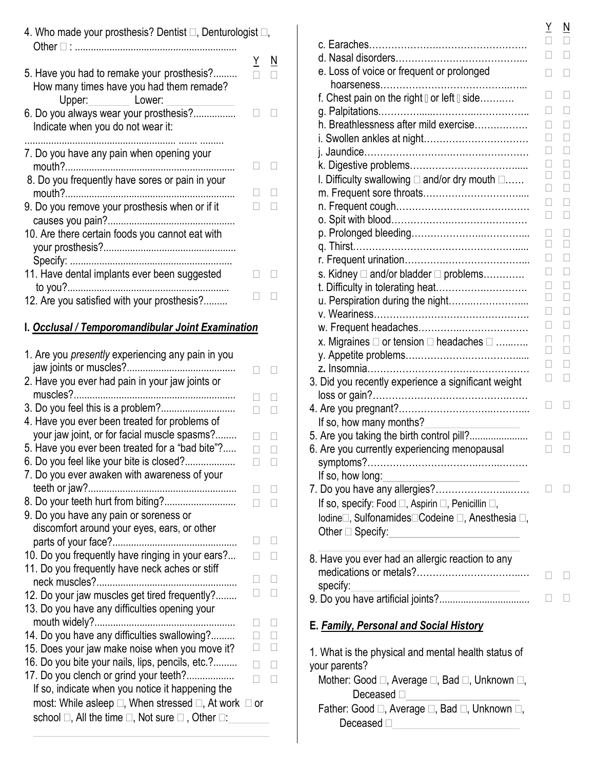4. Who made your prosthesis? Dentist ☐, Denturologist ☐, Other ☐ : ............................................................

| | Y | N |
|---|---|---|
| 5. Have you had to remake your prosthesis?......... | ☐ | ☐ |
| How many times have you had them remade? Upper:________ Lower: ____________ | | |
| 6. Do you always wear your prosthesis?................ | ☐ | ☐ |
| Indicate when you do not wear it: ......................................................... ....... ......... | | |
| 7. Do you have any pain when opening your mouth?................................................................ | ☐ | ☐ |
| 8. Do you frequently have sores or pain in your mouth?............................................................... | ☐ | ☐ |
| 9. Do you remove your prosthesis when or if it causes you pain?................................................ | ☐ | ☐ |
| 10. Are there certain foods you cannot eat with your prosthesis?.................................................. Specify: ............................................................ | | |
| 11. Have dental implants ever been suggested to you?............................................................ | ☐ | ☐ |
| 12. Are you satisfied with your prosthesis?......... | ☐ | ☐ |

## I. *Occlusal / Temporomandibular Joint Examination*

| | Y | N |
|---|---|---|
| 1. Are you *presently* experiencing any pain in you jaw joints or muscles?......................................... | ☐ | ☐ |
| 2. Have you ever had pain in your jaw joints or muscles?............................................................ | ☐ | ☐ |
| 3. Do you feel this is a problem?........................... | ☐ | ☐ |
| 4. Have you ever been treated for problems of your jaw joint, or for facial muscle spasms?........ | ☐ | ☐ |
| 5. Have you ever been treated for a "bad bite"?..... | ☐ | ☐ |
| 6. Do you feel like your bite is closed?................... | ☐ | ☐ |
| 7. Do you ever awaken with awareness of your teeth or jaw?........................................................ | ☐ | ☐ |
| 8. Do your teeth hurt from biting?.......................... | ☐ | ☐ |
| 9. Do you have any pain or soreness or discomfort around your eyes, ears, or other parts of your face?............................................... | ☐ | ☐ |
| 10. Do you frequently have ringing in your ears?... | ☐ | ☐ |
| 11. Do you frequently have neck aches or stiff neck muscles?.................................................... | ☐ | ☐ |
| 12. Do your jaw muscles get tired frequently?........ | ☐ | ☐ |
| 13. Do you have any difficulties opening your mouth widely?..................................................... | ☐ | ☐ |
| 14. Do you have any difficulties swallowing?......... | ☐ | ☐ |
| 15. Does your jaw make noise when you move it? | ☐ | ☐ |
| 16. Do you bite your nails, lips, pencils, etc.?......... | ☐ | ☐ |
| 17. Do you clench or grind your teeth?.................. | ☐ | ☐ |

If so, indicate when you notice it happening the most: While asleep ☐, When stressed ☐, At work ☐ or school ☐, All the time ☐, Not sure ☐ , Other ☐:________

| | Y | N |
|---|---|---|
| c. Earaches................................................. | ☐ | ☐ |
| d. Nasal disorders......................................... | ☐ | ☐ |
| e. Loss of voice or frequent or prolonged hoarseness................................................... | ☐ | ☐ |
| f. Chest pain on the right ☐ or left ☐ side........... | ☐ | ☐ |
| g. Palpitations................................................. | ☐ | ☐ |
| h. Breathlessness after mild exercise................. | ☐ | ☐ |
| i. Swollen ankles at night................................. | ☐ | ☐ |
| j. Jaundice.................................................... | ☐ | ☐ |
| k. Digestive problems....................................... | ☐ | ☐ |
| l. Difficulty swallowing ☐ and/or dry mouth ☐...... | ☐ | ☐ |
| m. Frequent sore throats.................................... | ☐ | ☐ |
| n. Frequent cough........................................... | ☐ | ☐ |
| o. Spit with blood............................................ | ☐ | ☐ |
| p. Prolonged bleeding...................................... | ☐ | ☐ |
| q. Thirst........................................................ | ☐ | ☐ |
| r. Frequent urination........................................ | ☐ | ☐ |
| s. Kidney ☐ and/or bladder ☐ problems............ | ☐ | ☐ |
| t. Difficulty in tolerating heat............................ | ☐ | ☐ |
| u. Perspiration during the night.......................... | ☐ | ☐ |
| v. Weariness.................................................. | ☐ | ☐ |
| w. Frequent headaches..................................... | ☐ | ☐ |
| x. Migraines ☐ or tension ☐ headaches ☐ .......... | ☐ | ☐ |
| y. Appetite problems........................................ | ☐ | ☐ |
| z. Insomnia.................................................... | ☐ | ☐ |
| 3. Did you recently experience a significant weight loss or gain?................................................ | ☐ | ☐ |
| 4. Are you pregnant?........................................ | ☐ | ☐ |
| If so, how many months?________________ | | |
| 5. Are you taking the birth control pill?...................... | ☐ | ☐ |
| 6. Are you currently experiencing menopausal symptoms?.................................................. | ☐ | ☐ |
| If so, how long:________________ | | |
| 7. Do you have any allergies?............................ | ☐ | ☐ |

If so, specify: Food ☐, Aspirin ☐, Penicillin ☐, Iodine☐, Sulfonamides☐Codeine ☐, Anesthesia ☐, Other ☐ Specify:________________

| | Y | N |
|---|---|---|
| 8. Have you ever had an allergic reaction to any medications or metals?.................................. specify:________________ | ☐ | ☐ |
| 9. Do you have artificial joints?................................. | ☐ | ☐ |

## E. *Family, Personal and Social History*

1. What is the physical and mental health status of your parents?

Mother: Good ☐, Average ☐, Bad ☐, Unknown ☐, Deceased ☐________________

Father: Good ☐, Average ☐, Bad ☐, Unknown ☐, Deceased ☐________________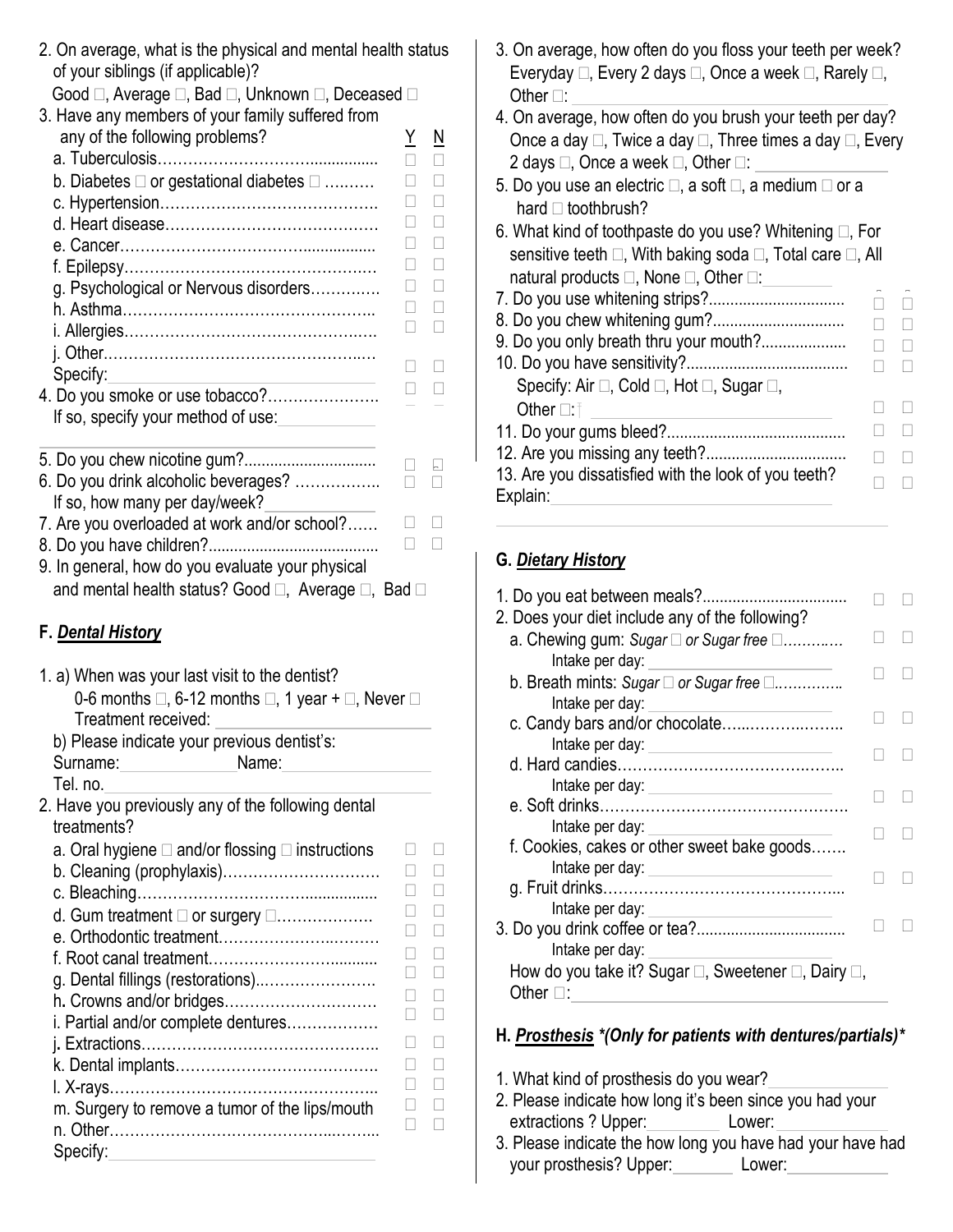2. On average, what is the physical and mental health status of your siblings (if applicable)?
Good □, Average □, Bad □, Unknown □, Deceased □

3. Have any members of your family suffered from any of the following problems?

| | Y | N |
|---|---|---|
| a. Tuberculosis | □ | □ |
| b. Diabetes □ or gestational diabetes □ | □ | □ |
| c. Hypertension | □ | □ |
| d. Heart disease | □ | □ |
| e. Cancer | □ | □ |
| f. Epilepsy | □ | □ |
| g. Psychological or Nervous disorders | □ | □ |
| h. Asthma | □ | □ |
| i. Allergies | □ | □ |
| j. Other Specify: | □ | □ |

| | | |
|---|---|---|
| 4. Do you smoke or use tobacco? If so, specify your method of use: | □ | □ |
| 5. Do you chew nicotine gum? | □ | □ |
| 6. Do you drink alcoholic beverages? If so, how many per day/week? | □ | □ |
| 7. Are you overloaded at work and/or school? | □ | □ |
| 8. Do you have children? | □ | □ |

9. In general, how do you evaluate your physical and mental health status? Good □, Average □, Bad □

## F. *Dental History*

1. a) When was your last visit to the dentist?
0-6 months □, 6-12 months □, 1 year + □, Never □
Treatment received:
b) Please indicate your previous dentist's:
Surname: Name:
Tel. no.

2. Have you previously any of the following dental treatments?

| | | |
|---|---|---|
| a. Oral hygiene □ and/or flossing □ instructions | □ | □ |
| b. Cleaning (prophylaxis) | □ | □ |
| c. Bleaching | □ | □ |
| d. Gum treatment □ or surgery □ | □ | □ |
| e. Orthodontic treatment | □ | □ |
| f. Root canal treatment | □ | □ |
| g. Dental fillings (restorations) | □ | □ |
| h. Crowns and/or bridges | □ | □ |
| i. Partial and/or complete dentures | □ | □ |
| j. Extractions | □ | □ |
| k. Dental implants | □ | □ |
| l. X-rays | □ | □ |
| m. Surgery to remove a tumor of the lips/mouth | □ | □ |
| n. Other Specify: | □ | □ |

3. On average, how often do you floss your teeth per week? Everyday □, Every 2 days □, Once a week □, Rarely □, Other □:

4. On average, how often do you brush your teeth per day? Once a day □, Twice a day □, Three times a day □, Every 2 days □, Once a week □, Other □:

5. Do you use an electric □, a soft □, a medium □ or a hard □ toothbrush?

6. What kind of toothpaste do you use? Whitening □, For sensitive teeth □, With baking soda □, Total care □, All natural products □, None □, Other □:

| | | |
|---|---|---|
| 7. Do you use whitening strips? | □ | □ |
| 8. Do you chew whitening gum? | □ | □ |
| 9. Do you only breath thru your mouth? | □ | □ |
| 10. Do you have sensitivity? Specify: Air □, Cold □, Hot □, Sugar □, Other □: | □ | □ |
| 11. Do your gums bleed? | □ | □ |
| 12. Are you missing any teeth? | □ | □ |
| 13. Are you dissatisfied with the look of you teeth? Explain: | □ | □ |

## G. *Dietary History*

| | | |
|---|---|---|
| 1. Do you eat between meals? | □ | □ |
| 2. Does your diet include any of the following? | | |
| a. Chewing gum: *Sugar □ or Sugar free □* Intake per day: | □ | □ |
| b. Breath mints: *Sugar □ or Sugar free □* Intake per day: | □ | □ |
| c. Candy bars and/or chocolate Intake per day: | □ | □ |
| d. Hard candies Intake per day: | □ | □ |
| e. Soft drinks Intake per day: | □ | □ |
| f. Cookies, cakes or other sweet bake goods Intake per day: | □ | □ |
| g. Fruit drinks Intake per day: | □ | □ |
| 3. Do you drink coffee or tea? Intake per day: | □ | □ |

How do you take it? Sugar □, Sweetener □, Dairy □, Other □:

## H. *Prosthesis* *(Only for patients with dentures/partials)*

1. What kind of prosthesis do you wear?
2. Please indicate how long it's been since you had your extractions ? Upper: Lower:
3. Please indicate the how long you have had your have had your prosthesis? Upper: Lower: